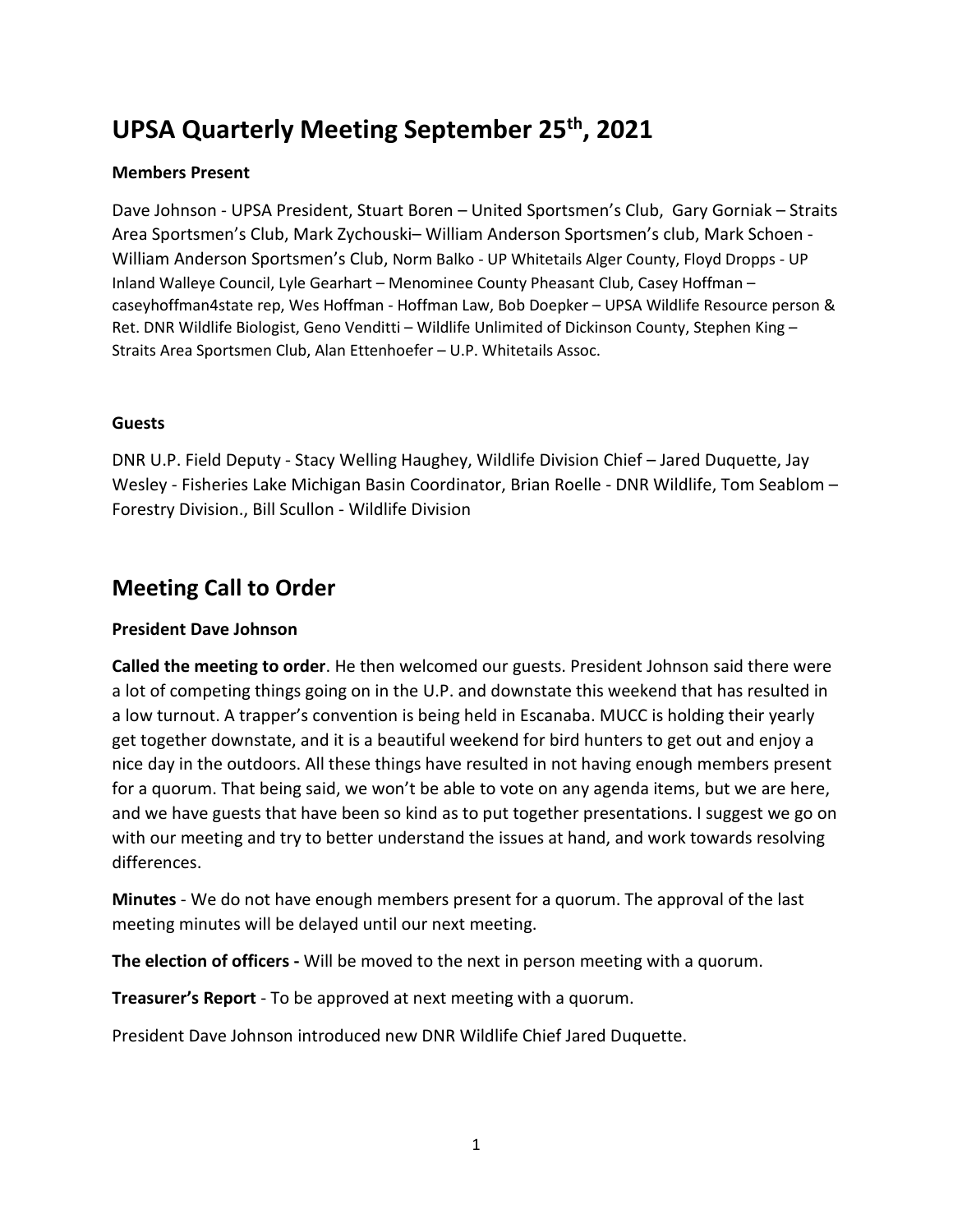# UPSA Quarterly Meeting September 25th, 2021

**Members Present**

Dave Johnson - UPSA President, Stuart Boren – United Sportsmen's Club, Gary Gorniak – Straits Area Sportsmen's Club, Mark Zychouski– William Anderson Sportsmen's club, Mark Schoen - William Anderson Sportsmen's Club, Norm Balko - UP Whitetails Alger County, Floyd Dropps - UP Inland Walleye Council, Lyle Gearhart – Menominee County Pheasant Club, Casey Hoffman – caseyhoffman4state rep, Wes Hoffman - Hoffman Law, Bob Doepker – UPSA Wildlife Resource person & Ret. DNR Wildlife Biologist, Geno Venditti – Wildlife Unlimited of Dickinson County, Stephen King – Straits Area Sportsmen Club, Alan Ettenhoefer – U.P. Whitetails Assoc.

**Guests**

DNR U.P. Field Deputy - Stacy Welling Haughey, Wildlife Division Chief – Jared Duquette, Jay Wesley - Fisheries Lake Michigan Basin Coordinator, Brian Roelle - DNR Wildlife, Tom Seablom – Forestry Division., Bill Scullon - Wildlife Division

## Meeting Call to Order

**President Dave Johnson**

**Called the meeting to order**. He then welcomed our guests. President Johnson said there were a lot of competing things going on in the U.P. and downstate this weekend that has resulted in a low turnout. A trapper's convention is being held in Escanaba. MUCC is holding their yearly get together downstate, and it is a beautiful weekend for bird hunters to get out and enjoy a nice day in the outdoors. All these things have resulted in not having enough members present for a quorum. That being said, we won't be able to vote on any agenda items, but we are here, and we have guests that have been so kind as to put together presentations. I suggest we go on with our meeting and try to better understand the issues at hand, and work towards resolving differences.

**Minutes** - We do not have enough members present for a quorum. The approval of the last meeting minutes will be delayed until our next meeting.

**The election of officers -** Will be moved to the next in person meeting with a quorum.

**Treasurer's Report** - To be approved at next meeting with a quorum.

President Dave Johnson introduced new DNR Wildlife Chief Jared Duquette.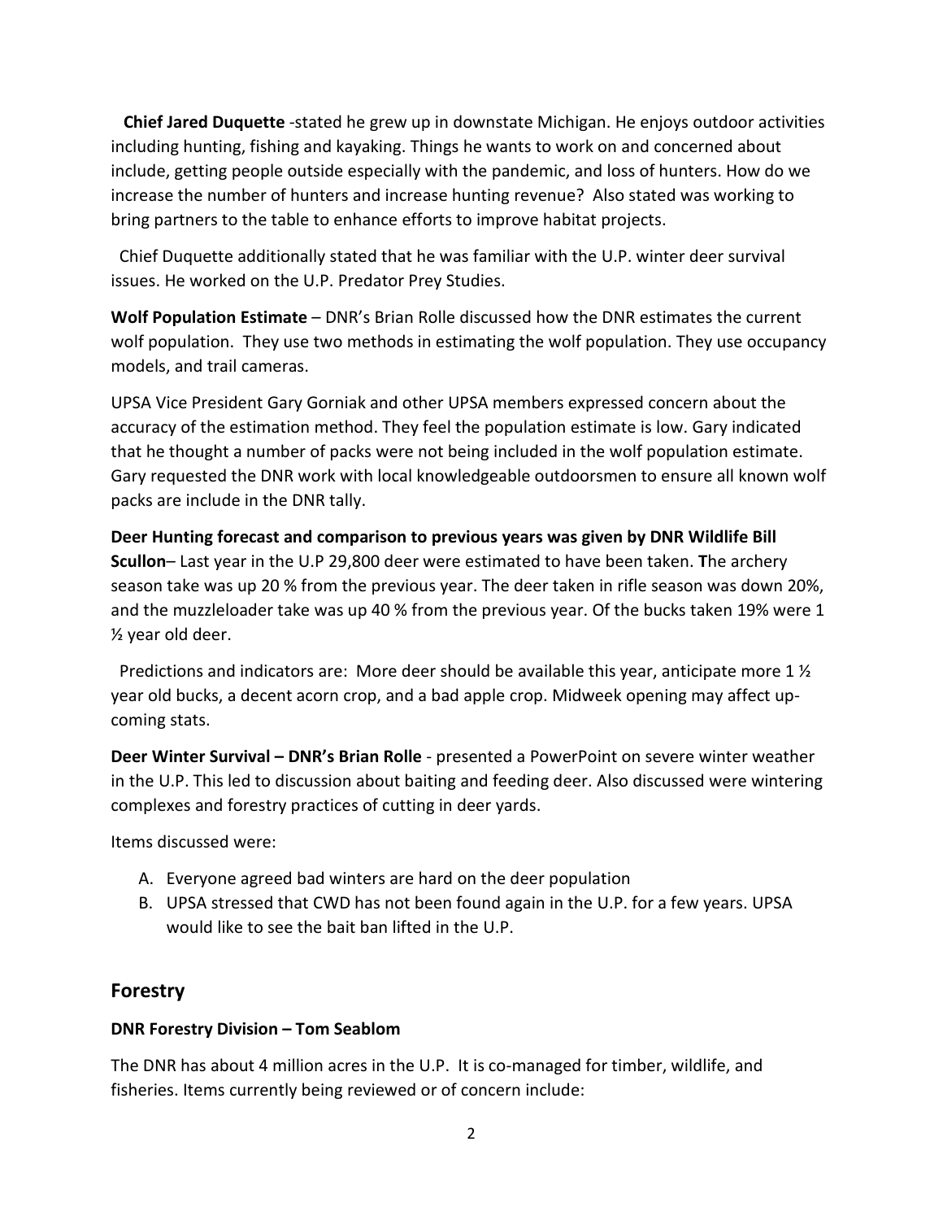**Chief Jared Duquette** -stated he grew up in downstate Michigan. He enjoys outdoor activities including hunting, fishing and kayaking. Things he wants to work on and concerned about include, getting people outside especially with the pandemic, and loss of hunters. How do we increase the number of hunters and increase hunting revenue? Also stated was working to bring partners to the table to enhance efforts to improve habitat projects.

Chief Duquette additionally stated that he was familiar with the U.P. winter deer survival issues. He worked on the U.P. Predator Prey Studies.

**Wolf Population Estimate** – DNR's Brian Rolle discussed how the DNR estimates the current wolf population. They use two methods in estimating the wolf population. They use occupancy models, and trail cameras.

UPSA Vice President Gary Gorniak and other UPSA members expressed concern about the accuracy of the estimation method. They feel the population estimate is low. Gary indicated that he thought a number of packs were not being included in the wolf population estimate. Gary requested the DNR work with local knowledgeable outdoorsmen to ensure all known wolf packs are include in the DNR tally.

**Deer Hunting forecast and comparison to previous years was given by DNR Wildlife Bill Scullon**– Last year in the U.P 29,800 deer were estimated to have been taken. **T**he archery season take was up 20 % from the previous year. The deer taken in rifle season was down 20%, and the muzzleloader take was up 40 % from the previous year. Of the bucks taken 19% were 1 ½ year old deer.

Predictions and indicators are: More deer should be available this year, anticipate more 1 ½ year old bucks, a decent acorn crop, and a bad apple crop. Midweek opening may affect up-coming stats.

**Deer Winter Survival – DNR's Brian Rolle** - presented a PowerPoint on severe winter weather in the U.P. This led to discussion about baiting and feeding deer. Also discussed were wintering complexes and forestry practices of cutting in deer yards.

Items discussed were:

A. Everyone agreed bad winters are hard on the deer population
B. UPSA stressed that CWD has not been found again in the U.P. for a few years. UPSA would like to see the bait ban lifted in the U.P.

## Forestry

**DNR Forestry Division – Tom Seablom**

The DNR has about 4 million acres in the U.P. It is co-managed for timber, wildlife, and fisheries. Items currently being reviewed or of concern include: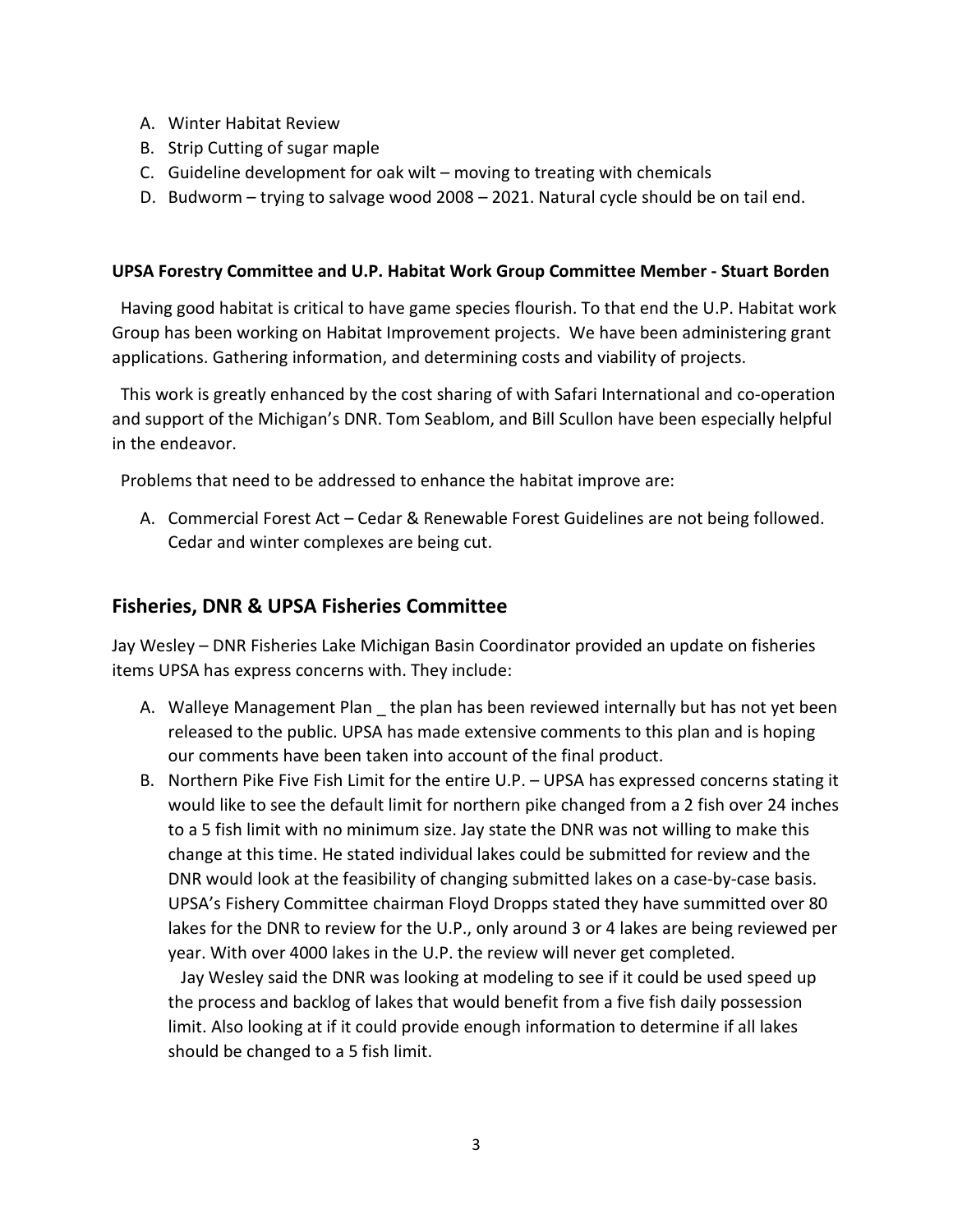A. Winter Habitat Review
B. Strip Cutting of sugar maple
C. Guideline development for oak wilt – moving to treating with chemicals
D. Budworm – trying to salvage wood 2008 – 2021. Natural cycle should be on tail end.

**UPSA Forestry Committee and U.P. Habitat Work Group Committee Member - Stuart Borden**

Having good habitat is critical to have game species flourish. To that end the U.P. Habitat work Group has been working on Habitat Improvement projects. We have been administering grant applications. Gathering information, and determining costs and viability of projects.

This work is greatly enhanced by the cost sharing of with Safari International and co-operation and support of the Michigan's DNR. Tom Seablom, and Bill Scullon have been especially helpful in the endeavor.

Problems that need to be addressed to enhance the habitat improve are:

A. Commercial Forest Act – Cedar & Renewable Forest Guidelines are not being followed. Cedar and winter complexes are being cut.

## Fisheries, DNR & UPSA Fisheries Committee

Jay Wesley – DNR Fisheries Lake Michigan Basin Coordinator provided an update on fisheries items UPSA has express concerns with. They include:

A. Walleye Management Plan _ the plan has been reviewed internally but has not yet been released to the public. UPSA has made extensive comments to this plan and is hoping our comments have been taken into account of the final product.
B. Northern Pike Five Fish Limit for the entire U.P. – UPSA has expressed concerns stating it would like to see the default limit for northern pike changed from a 2 fish over 24 inches to a 5 fish limit with no minimum size. Jay state the DNR was not willing to make this change at this time. He stated individual lakes could be submitted for review and the DNR would look at the feasibility of changing submitted lakes on a case-by-case basis. UPSA's Fishery Committee chairman Floyd Dropps stated they have summitted over 80 lakes for the DNR to review for the U.P., only around 3 or 4 lakes are being reviewed per year. With over 4000 lakes in the U.P. the review will never get completed.

   Jay Wesley said the DNR was looking at modeling to see if it could be used speed up the process and backlog of lakes that would benefit from a five fish daily possession limit. Also looking at if it could provide enough information to determine if all lakes should be changed to a 5 fish limit.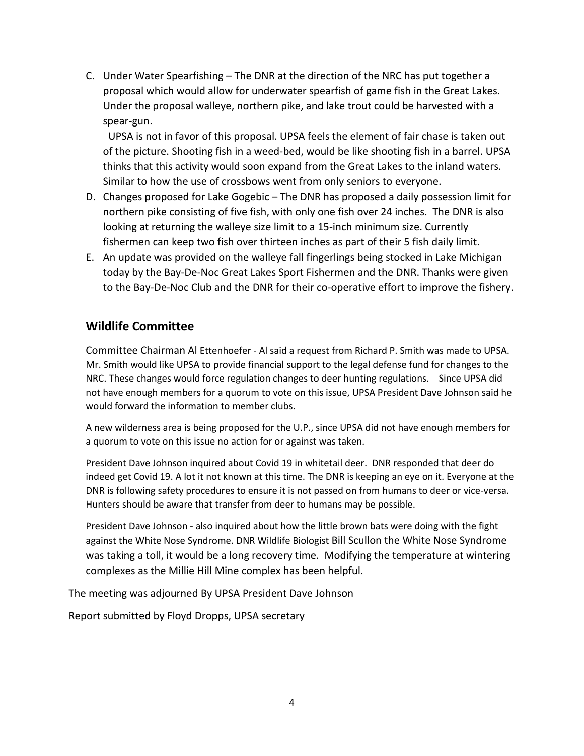C. Under Water Spearfishing – The DNR at the direction of the NRC has put together a proposal which would allow for underwater spearfish of game fish in the Great Lakes. Under the proposal walleye, northern pike, and lake trout could be harvested with a spear-gun.

   UPSA is not in favor of this proposal. UPSA feels the element of fair chase is taken out of the picture. Shooting fish in a weed-bed, would be like shooting fish in a barrel. UPSA thinks that this activity would soon expand from the Great Lakes to the inland waters. Similar to how the use of crossbows went from only seniors to everyone.

D. Changes proposed for Lake Gogebic – The DNR has proposed a daily possession limit for northern pike consisting of five fish, with only one fish over 24 inches. The DNR is also looking at returning the walleye size limit to a 15-inch minimum size. Currently fishermen can keep two fish over thirteen inches as part of their 5 fish daily limit.

E. An update was provided on the walleye fall fingerlings being stocked in Lake Michigan today by the Bay-De-Noc Great Lakes Sport Fishermen and the DNR. Thanks were given to the Bay-De-Noc Club and the DNR for their co-operative effort to improve the fishery.

## Wildlife Committee

Committee Chairman Al Ettenhoefer - Al said a request from Richard P. Smith was made to UPSA. Mr. Smith would like UPSA to provide financial support to the legal defense fund for changes to the NRC. These changes would force regulation changes to deer hunting regulations. Since UPSA did not have enough members for a quorum to vote on this issue, UPSA President Dave Johnson said he would forward the information to member clubs.

A new wilderness area is being proposed for the U.P., since UPSA did not have enough members for a quorum to vote on this issue no action for or against was taken.

President Dave Johnson inquired about Covid 19 in whitetail deer. DNR responded that deer do indeed get Covid 19. A lot it not known at this time. The DNR is keeping an eye on it. Everyone at the DNR is following safety procedures to ensure it is not passed on from humans to deer or vice-versa. Hunters should be aware that transfer from deer to humans may be possible.

President Dave Johnson - also inquired about how the little brown bats were doing with the fight against the White Nose Syndrome. DNR Wildlife Biologist Bill Scullon the White Nose Syndrome was taking a toll, it would be a long recovery time. Modifying the temperature at wintering complexes as the Millie Hill Mine complex has been helpful.

The meeting was adjourned By UPSA President Dave Johnson

Report submitted by Floyd Dropps, UPSA secretary